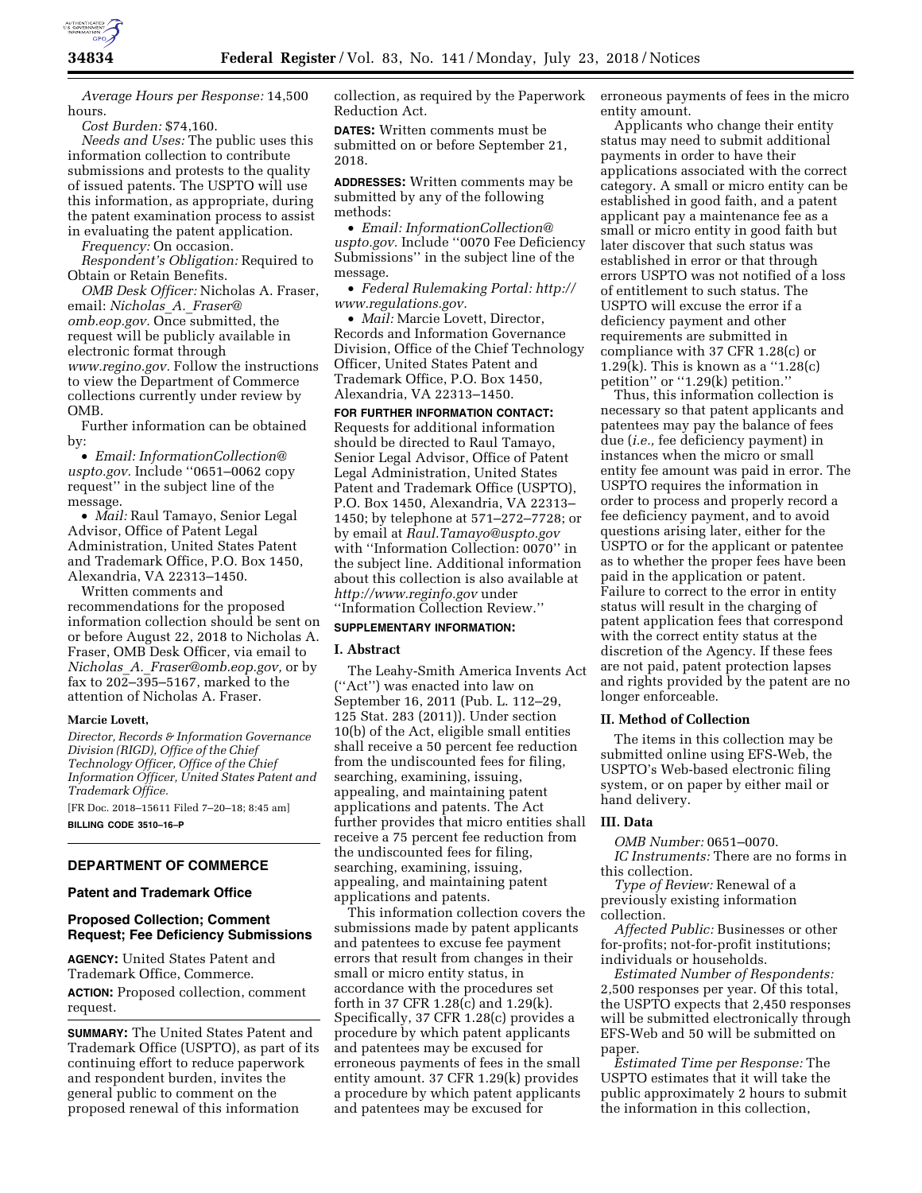*Average Hours per Response:* 14,500 hours.

*Cost Burden:* $74,160.

*Needs and Uses:* The public uses this information collection to contribute submissions and protests to the quality of issued patents. The USPTO will use this information, as appropriate, during the patent examination process to assist in evaluating the patent application.

*Frequency:* On occasion.

*Respondent's Obligation:* Required to Obtain or Retain Benefits.

*OMB Desk Officer:* Nicholas A. Fraser, email: *Nicholas_A._Fraser@omb.eop.gov.* Once submitted, the request will be publicly available in electronic format through *www.regino.gov.* Follow the instructions to view the Department of Commerce collections currently under review by OMB.

Further information can be obtained by:

- *Email: InformationCollection@uspto.gov.* Include ''0651–0062 copy request'' in the subject line of the message.
- *Mail:* Raul Tamayo, Senior Legal Advisor, Office of Patent Legal Administration, United States Patent and Trademark Office, P.O. Box 1450, Alexandria, VA 22313–1450.

Written comments and recommendations for the proposed information collection should be sent on or before August 22, 2018 to Nicholas A. Fraser, OMB Desk Officer, via email to *Nicholas_A._Fraser@omb.eop.gov,* or by fax to 202–395–5167, marked to the attention of Nicholas A. Fraser.

**Marcie Lovett,**

*Director, Records & Information Governance Division (RIGD), Office of the Chief Technology Officer, Office of the Chief Information Officer, United States Patent and Trademark Office.*

[FR Doc. 2018–15611 Filed 7–20–18; 8:45 am]

**BILLING CODE 3510–16–P**

## DEPARTMENT OF COMMERCE

### Patent and Trademark Office

### Proposed Collection; Comment Request; Fee Deficiency Submissions

**AGENCY:** United States Patent and Trademark Office, Commerce.

**ACTION:** Proposed collection, comment request.

**SUMMARY:** The United States Patent and Trademark Office (USPTO), as part of its continuing effort to reduce paperwork and respondent burden, invites the general public to comment on the proposed renewal of this information collection, as required by the Paperwork Reduction Act.

**DATES:** Written comments must be submitted on or before September 21, 2018.

**ADDRESSES:** Written comments may be submitted by any of the following methods:

- *Email: InformationCollection@uspto.gov.* Include ''0070 Fee Deficiency Submissions'' in the subject line of the message.
- *Federal Rulemaking Portal: http://www.regulations.gov.*
- *Mail:* Marcie Lovett, Director, Records and Information Governance Division, Office of the Chief Technology Officer, United States Patent and Trademark Office, P.O. Box 1450, Alexandria, VA 22313–1450.

**FOR FURTHER INFORMATION CONTACT:** Requests for additional information should be directed to Raul Tamayo, Senior Legal Advisor, Office of Patent Legal Administration, United States Patent and Trademark Office (USPTO), P.O. Box 1450, Alexandria, VA 22313–1450; by telephone at 571–272–7728; or by email at *Raul.Tamayo@uspto.gov* with ''Information Collection: 0070'' in the subject line. Additional information about this collection is also available at *http://www.reginfo.gov* under ''Information Collection Review.''

**SUPPLEMENTARY INFORMATION:**

#### I. Abstract

The Leahy-Smith America Invents Act (''Act'') was enacted into law on September 16, 2011 (Pub. L. 112–29, 125 Stat. 283 (2011)). Under section 10(b) of the Act, eligible small entities shall receive a 50 percent fee reduction from the undiscounted fees for filing, searching, examining, issuing, appealing, and maintaining patent applications and patents. The Act further provides that micro entities shall receive a 75 percent fee reduction from the undiscounted fees for filing, searching, examining, issuing, appealing, and maintaining patent applications and patents.

This information collection covers the submissions made by patent applicants and patentees to excuse fee payment errors that result from changes in their small or micro entity status, in accordance with the procedures set forth in 37 CFR 1.28(c) and 1.29(k). Specifically, 37 CFR 1.28(c) provides a procedure by which patent applicants and patentees may be excused for erroneous payments of fees in the small entity amount. 37 CFR 1.29(k) provides a procedure by which patent applicants and patentees may be excused for erroneous payments of fees in the micro entity amount.

Applicants who change their entity status may need to submit additional payments in order to have their applications associated with the correct category. A small or micro entity can be established in good faith, and a patent applicant pay a maintenance fee as a small or micro entity in good faith but later discover that such status was established in error or that through errors USPTO was not notified of a loss of entitlement to such status. The USPTO will excuse the error if a deficiency payment and other requirements are submitted in compliance with 37 CFR 1.28(c) or 1.29(k). This is known as a ''1.28(c) petition'' or ''1.29(k) petition.''

Thus, this information collection is necessary so that patent applicants and patentees may pay the balance of fees due (*i.e.,* fee deficiency payment) in instances when the micro or small entity fee amount was paid in error. The USPTO requires the information in order to process and properly record a fee deficiency payment, and to avoid questions arising later, either for the USPTO or for the applicant or patentee as to whether the proper fees have been paid in the application or patent. Failure to correct to the error in entity status will result in the charging of patent application fees that correspond with the correct entity status at the discretion of the Agency. If these fees are not paid, patent protection lapses and rights provided by the patent are no longer enforceable.

#### II. Method of Collection

The items in this collection may be submitted online using EFS-Web, the USPTO's Web-based electronic filing system, or on paper by either mail or hand delivery.

#### III. Data

*OMB Number:* 0651–0070.

*IC Instruments:* There are no forms in this collection.

*Type of Review:* Renewal of a previously existing information collection.

*Affected Public:* Businesses or other for-profits; not-for-profit institutions; individuals or households.

*Estimated Number of Respondents:* 2,500 responses per year. Of this total, the USPTO expects that 2,450 responses will be submitted electronically through EFS-Web and 50 will be submitted on paper.

*Estimated Time per Response:* The USPTO estimates that it will take the public approximately 2 hours to submit the information in this collection,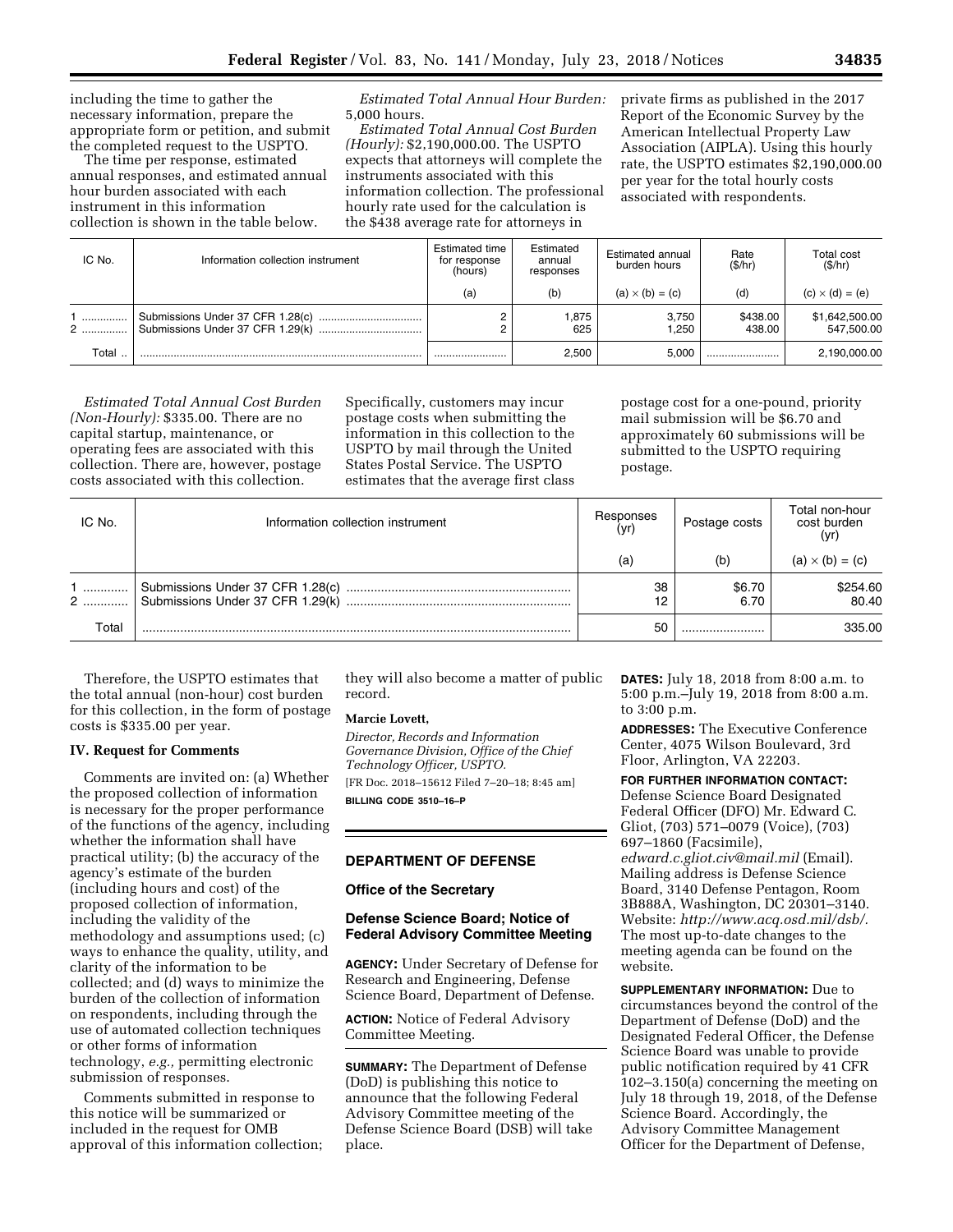including the time to gather the necessary information, prepare the appropriate form or petition, and submit the completed request to the USPTO.

The time per response, estimated annual responses, and estimated annual hour burden associated with each instrument in this information collection is shown in the table below.

*Estimated Total Annual Hour Burden:* 5,000 hours.

*Estimated Total Annual Cost Burden (Hourly):* $2,190,000.00. The USPTO expects that attorneys will complete the instruments associated with this information collection. The professional hourly rate used for the calculation is the $438 average rate for attorneys in private firms as published in the 2017 Report of the Economic Survey by the American Intellectual Property Law Association (AIPLA). Using this hourly rate, the USPTO estimates $2,190,000.00 per year for the total hourly costs associated with respondents.

| IC No. | Information collection instrument | Estimated time for response (hours) | Estimated annual responses | Estimated annual burden hours | Rate ($/hr) | Total cost ($/hr) |
|---|---|---|---|---|---|---|
| | | (a) | (b) | (a) × (b) = (c) | (d) | (c) × (d) = (e) |
| 1 | Submissions Under 37 CFR 1.28(c) | 2 | 1,875 | 3,750 | $438.00 | $1,642,500.00 |
| 2 | Submissions Under 37 CFR 1.29(k) | 2 | 625 | 1,250 | 438.00 | 547,500.00 |
| Total | | | 2,500 | 5,000 | | 2,190,000.00 |

*Estimated Total Annual Cost Burden (Non-Hourly):* $335.00. There are no capital startup, maintenance, or operating fees are associated with this collection. There are, however, postage costs associated with this collection. Specifically, customers may incur postage costs when submitting the information in this collection to the USPTO by mail through the United States Postal Service. The USPTO estimates that the average first class postage cost for a one-pound, priority mail submission will be $6.70 and approximately 60 submissions will be submitted to the USPTO requiring postage.

| IC No. | Information collection instrument | Responses (yr) | Postage costs | Total non-hour cost burden (yr) |
|---|---|---|---|---|
| | | (a) | (b) | (a) × (b) = (c) |
| 1 | Submissions Under 37 CFR 1.28(c) | 38 | $6.70 | $254.60 |
| 2 | Submissions Under 37 CFR 1.29(k) | 12 | 6.70 | 80.40 |
| Total | | 50 | | 335.00 |

Therefore, the USPTO estimates that the total annual (non-hour) cost burden for this collection, in the form of postage costs is $335.00 per year.

### IV. Request for Comments

Comments are invited on: (a) Whether the proposed collection of information is necessary for the proper performance of the functions of the agency, including whether the information shall have practical utility; (b) the accuracy of the agency's estimate of the burden (including hours and cost) of the proposed collection of information, including the validity of the methodology and assumptions used; (c) ways to enhance the quality, utility, and clarity of the information to be collected; and (d) ways to minimize the burden of the collection of information on respondents, including through the use of automated collection techniques or other forms of information technology, *e.g.,* permitting electronic submission of responses.

Comments submitted in response to this notice will be summarized or included in the request for OMB approval of this information collection; they will also become a matter of public record.

**Marcie Lovett,**

*Director, Records and Information Governance Division, Office of the Chief Technology Officer, USPTO.*

[FR Doc. 2018–15612 Filed 7–20–18; 8:45 am]

**BILLING CODE 3510–16–P**

## DEPARTMENT OF DEFENSE

### Office of the Secretary

### Defense Science Board; Notice of Federal Advisory Committee Meeting

**AGENCY:** Under Secretary of Defense for Research and Engineering, Defense Science Board, Department of Defense.

**ACTION:** Notice of Federal Advisory Committee Meeting.

**SUMMARY:** The Department of Defense (DoD) is publishing this notice to announce that the following Federal Advisory Committee meeting of the Defense Science Board (DSB) will take place.

**DATES:** July 18, 2018 from 8:00 a.m. to 5:00 p.m.–July 19, 2018 from 8:00 a.m. to 3:00 p.m.

**ADDRESSES:** The Executive Conference Center, 4075 Wilson Boulevard, 3rd Floor, Arlington, VA 22203.

**FOR FURTHER INFORMATION CONTACT:** Defense Science Board Designated Federal Officer (DFO) Mr. Edward C. Gliot, (703) 571–0079 (Voice), (703) 697–1860 (Facsimile), *edward.c.gliot.civ@mail.mil* (Email). Mailing address is Defense Science Board, 3140 Defense Pentagon, Room 3B888A, Washington, DC 20301–3140. Website: *http://www.acq.osd.mil/dsb/.* The most up-to-date changes to the meeting agenda can be found on the website.

**SUPPLEMENTARY INFORMATION:** Due to circumstances beyond the control of the Department of Defense (DoD) and the Designated Federal Officer, the Defense Science Board was unable to provide public notification required by 41 CFR 102–3.150(a) concerning the meeting on July 18 through 19, 2018, of the Defense Science Board. Accordingly, the Advisory Committee Management Officer for the Department of Defense,